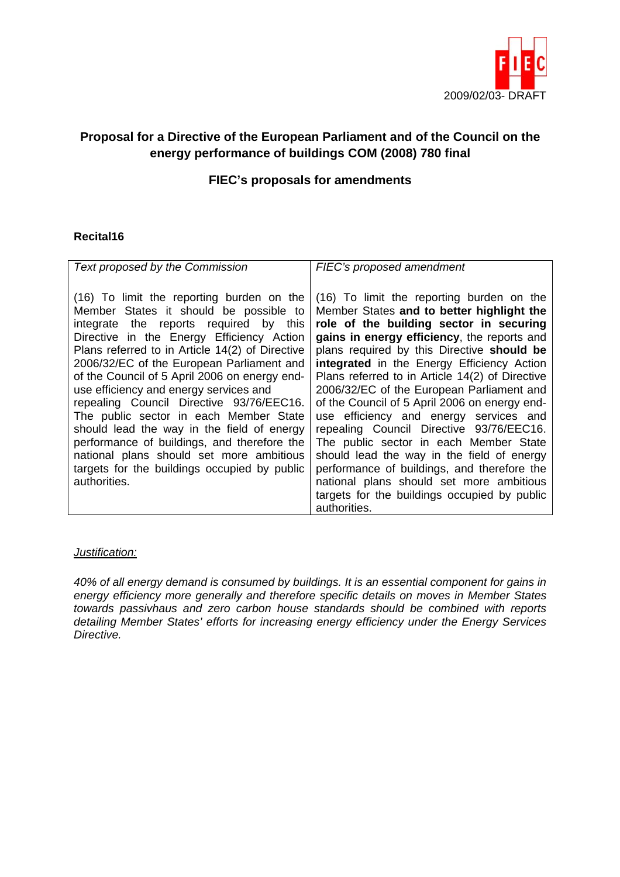2009/02/03- DRAFT

## Proposal for a Directive of the European Parliament and of the Council on the energy performance of buildings COM (2008) 780 final

## FIEC's proposals for amendments

### Recital16

| *Text proposed by the Commission* | *FIEC's proposed amendment* |
|---|---|
| (16) To limit the reporting burden on the Member States it should be possible to integrate the reports required by this Directive in the Energy Efficiency Action Plans referred to in Article 14(2) of Directive 2006/32/EC of the European Parliament and of the Council of 5 April 2006 on energy end-use efficiency and energy services and repealing Council Directive 93/76/EEC16. The public sector in each Member State should lead the way in the field of energy performance of buildings, and therefore the national plans should set more ambitious targets for the buildings occupied by public authorities. | (16) To limit the reporting burden on the Member States **and to better highlight the role of the building sector in securing gains in energy efficiency**, the reports and plans required by this Directive **should be integrated** in the Energy Efficiency Action Plans referred to in Article 14(2) of Directive 2006/32/EC of the European Parliament and of the Council of 5 April 2006 on energy end-use efficiency and energy services and repealing Council Directive 93/76/EEC16. The public sector in each Member State should lead the way in the field of energy performance of buildings, and therefore the national plans should set more ambitious targets for the buildings occupied by public authorities. |

*Justification:*

*40% of all energy demand is consumed by buildings. It is an essential component for gains in energy efficiency more generally and therefore specific details on moves in Member States towards passivhaus and zero carbon house standards should be combined with reports detailing Member States' efforts for increasing energy efficiency under the Energy Services Directive.*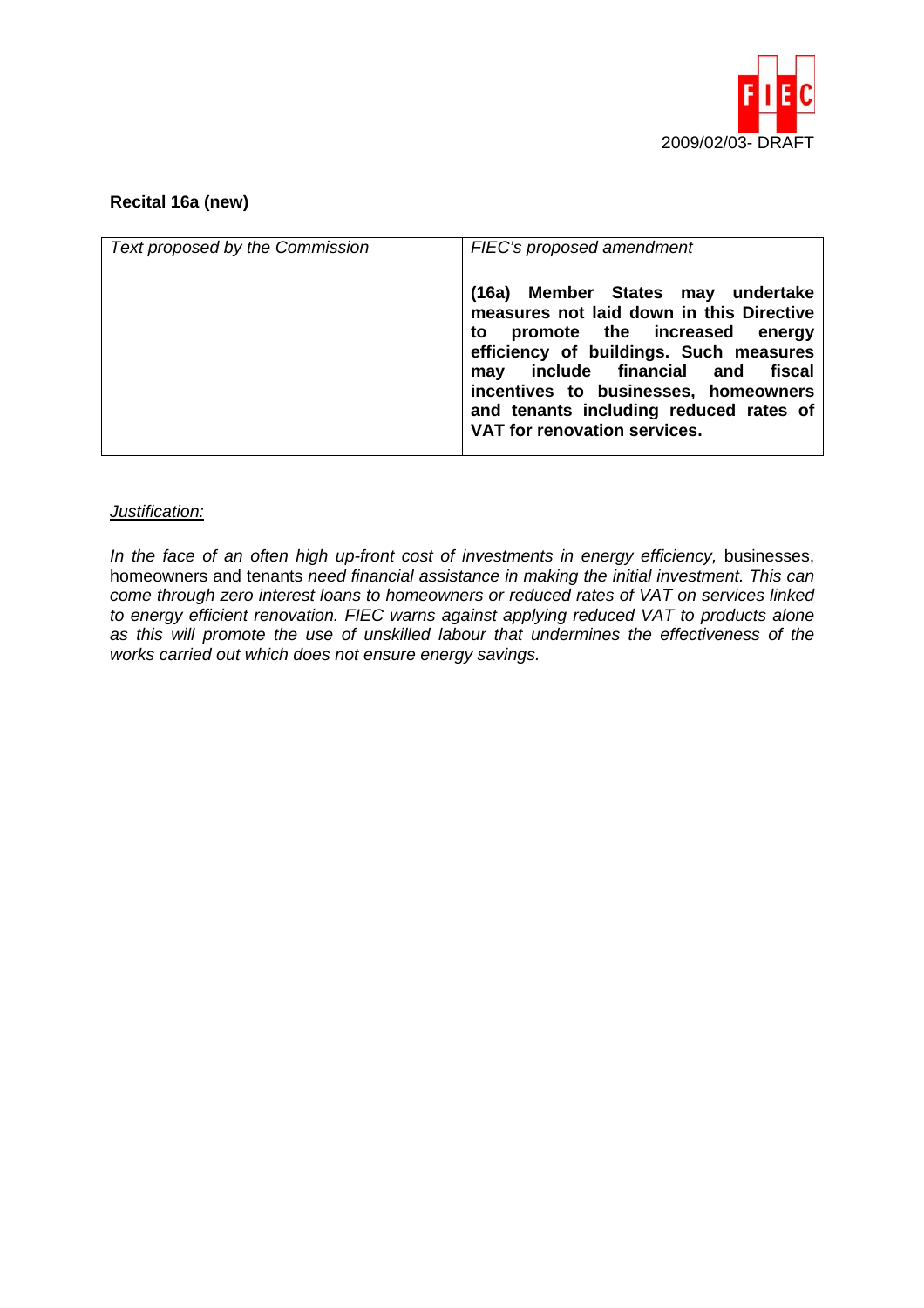**Recital 16a (new)**

| *Text proposed by the Commission* | *FIEC's proposed amendment* |
|---|---|
| | **(16a) Member States may undertake measures not laid down in this Directive to promote the increased energy efficiency of buildings. Such measures may include financial and fiscal incentives to businesses, homeowners and tenants including reduced rates of VAT for renovation services.** |

*Justification:*

*In the face of an often high up-front cost of investments in energy efficiency,* businesses, homeowners and tenants *need financial assistance in making the initial investment. This can come through zero interest loans to homeowners or reduced rates of VAT on services linked to energy efficient renovation. FIEC warns against applying reduced VAT to products alone as this will promote the use of unskilled labour that undermines the effectiveness of the works carried out which does not ensure energy savings.*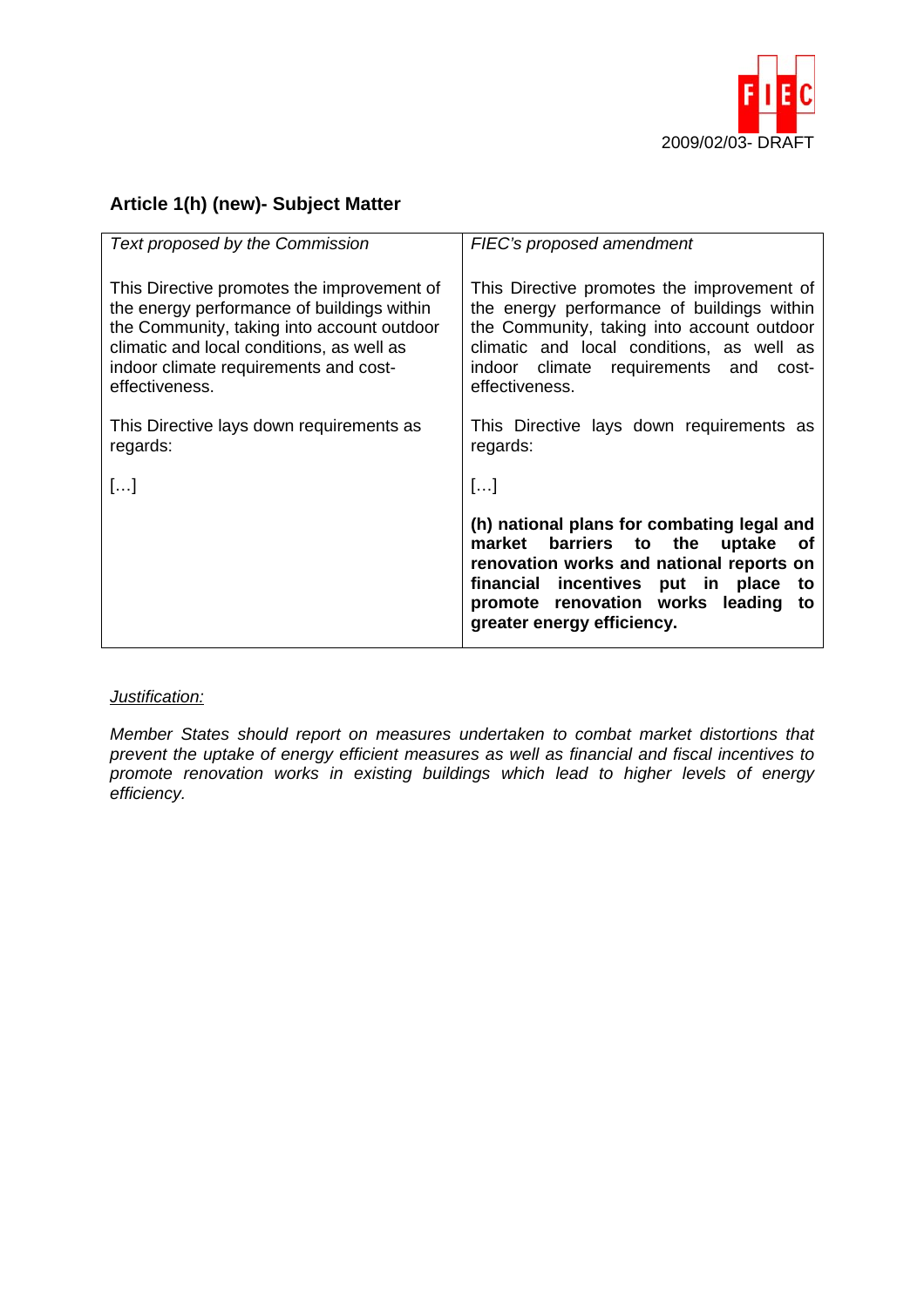## Article 1(h) (new)- Subject Matter

| *Text proposed by the Commission* | *FIEC's proposed amendment* |
| --- | --- |
| This Directive promotes the improvement of the energy performance of buildings within the Community, taking into account outdoor climatic and local conditions, as well as indoor climate requirements and cost-effectiveness.<br><br>This Directive lays down requirements as regards:<br><br>[…] | This Directive promotes the improvement of the energy performance of buildings within the Community, taking into account outdoor climatic and local conditions, as well as indoor climate requirements and cost-effectiveness.<br><br>This Directive lays down requirements as regards:<br><br>[…]<br><br>**(h) national plans for combating legal and market barriers to the uptake of renovation works and national reports on financial incentives put in place to promote renovation works leading to greater energy efficiency.** |

*Justification:*

*Member States should report on measures undertaken to combat market distortions that prevent the uptake of energy efficient measures as well as financial and fiscal incentives to promote renovation works in existing buildings which lead to higher levels of energy efficiency.*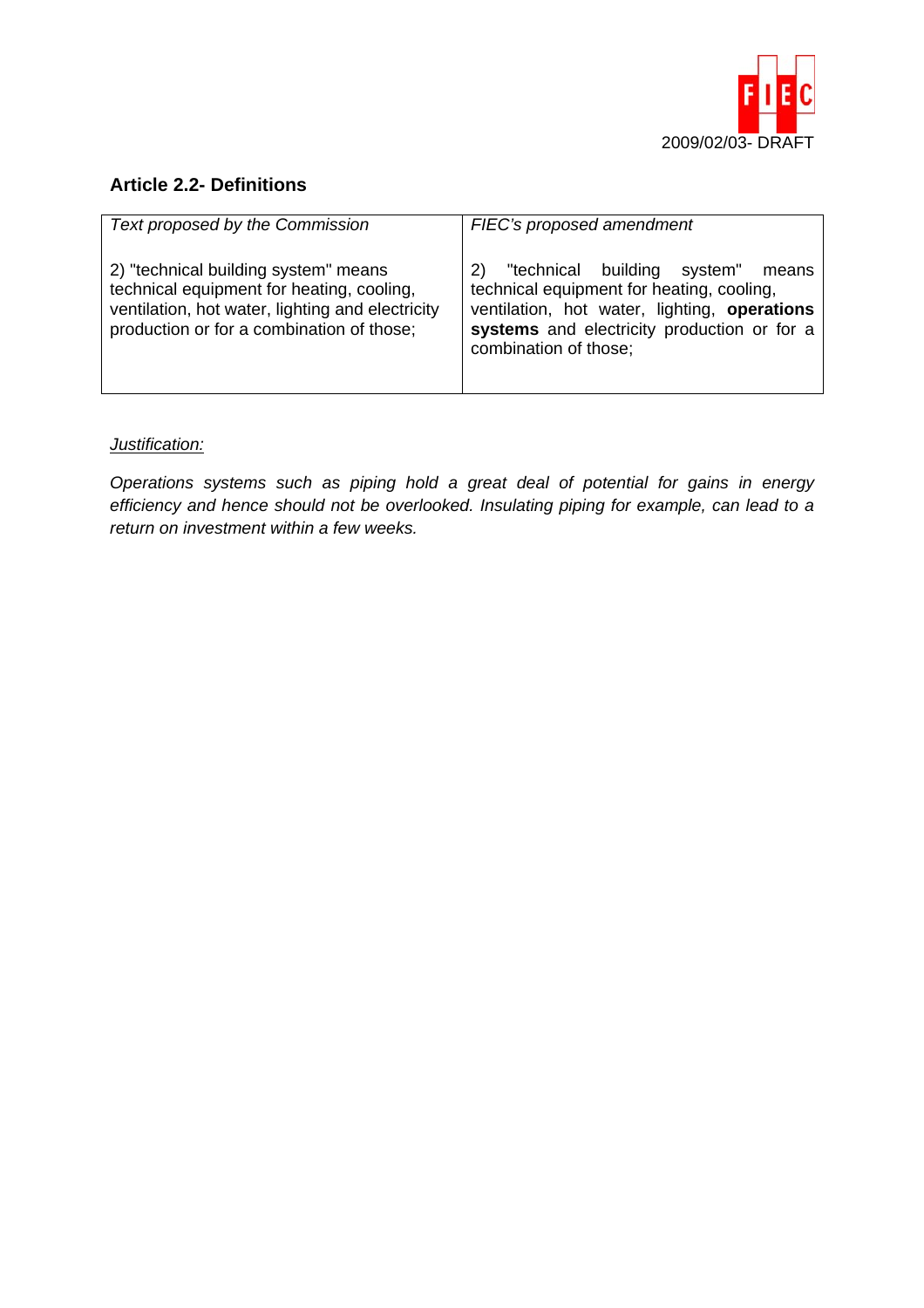## Article 2.2- Definitions

| *Text proposed by the Commission* | *FIEC's proposed amendment* |
|---|---|
| 2) "technical building system" means technical equipment for heating, cooling, ventilation, hot water, lighting and electricity production or for a combination of those; | 2) "technical building system" means technical equipment for heating, cooling, ventilation, hot water, lighting, **operations systems** and electricity production or for a combination of those; |

*Justification:*

*Operations systems such as piping hold a great deal of potential for gains in energy efficiency and hence should not be overlooked. Insulating piping for example, can lead to a return on investment within a few weeks.*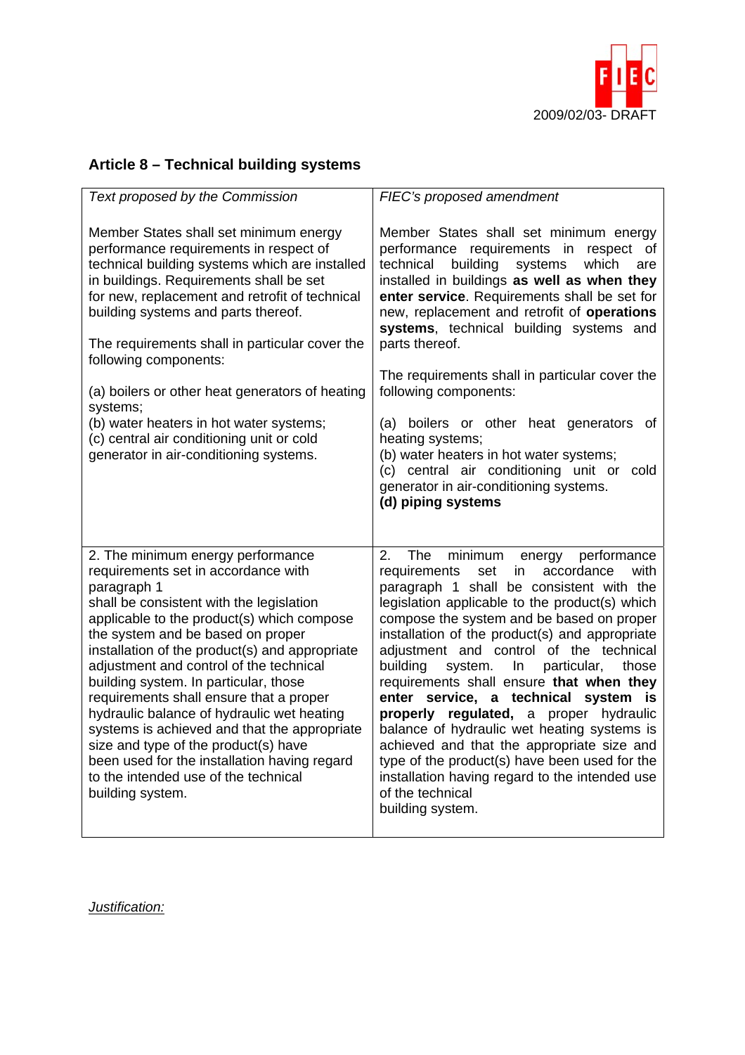2009/02/03- DRAFT

## Article 8 – Technical building systems

| *Text proposed by the Commission* | *FIEC's proposed amendment* |
|---|---|
| Member States shall set minimum energy performance requirements in respect of technical building systems which are installed in buildings. Requirements shall be set for new, replacement and retrofit of technical building systems and parts thereof.<br><br>The requirements shall in particular cover the following components:<br><br>(a) boilers or other heat generators of heating systems;<br>(b) water heaters in hot water systems;<br>(c) central air conditioning unit or cold generator in air-conditioning systems. | Member States shall set minimum energy performance requirements in respect of technical building systems which are installed in buildings **as well as when they enter service**. Requirements shall be set for new, replacement and retrofit of **operations systems**, technical building systems and parts thereof.<br><br>The requirements shall in particular cover the following components:<br><br>(a) boilers or other heat generators of heating systems;<br>(b) water heaters in hot water systems;<br>(c) central air conditioning unit or cold generator in air-conditioning systems.<br>**(d) piping systems** |
| 2. The minimum energy performance requirements set in accordance with paragraph 1 shall be consistent with the legislation applicable to the product(s) which compose the system and be based on proper installation of the product(s) and appropriate adjustment and control of the technical building system. In particular, those requirements shall ensure that a proper hydraulic balance of hydraulic wet heating systems is achieved and that the appropriate size and type of the product(s) have been used for the installation having regard to the intended use of the technical building system. | 2. The minimum energy performance requirements set in accordance with paragraph 1 shall be consistent with the legislation applicable to the product(s) which compose the system and be based on proper installation of the product(s) and appropriate adjustment and control of the technical building system. In particular, those requirements shall ensure **that when they enter service, a technical system is properly regulated,** a proper hydraulic balance of hydraulic wet heating systems is achieved and that the appropriate size and type of the product(s) have been used for the installation having regard to the intended use of the technical building system. |

*Justification:*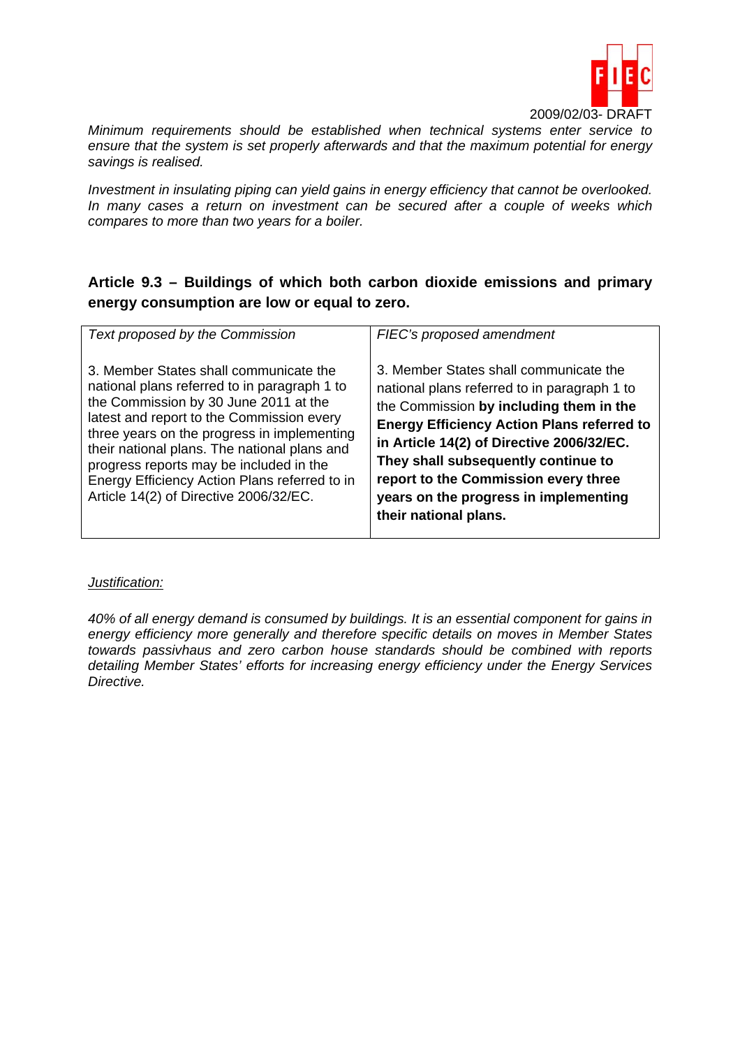*Minimum requirements should be established when technical systems enter service to ensure that the system is set properly afterwards and that the maximum potential for energy savings is realised.*

*Investment in insulating piping can yield gains in energy efficiency that cannot be overlooked. In many cases a return on investment can be secured after a couple of weeks which compares to more than two years for a boiler.*

### Article 9.3 – Buildings of which both carbon dioxide emissions and primary energy consumption are low or equal to zero.

| *Text proposed by the Commission* | *FIEC's proposed amendment* |
|---|---|
| 3. Member States shall communicate the national plans referred to in paragraph 1 to the Commission by 30 June 2011 at the latest and report to the Commission every three years on the progress in implementing their national plans. The national plans and progress reports may be included in the Energy Efficiency Action Plans referred to in Article 14(2) of Directive 2006/32/EC. | 3. Member States shall communicate the national plans referred to in paragraph 1 to the Commission **by including them in the Energy Efficiency Action Plans referred to in Article 14(2) of Directive 2006/32/EC. They shall subsequently continue to report to the Commission every three years on the progress in implementing their national plans.** |

*Justification:*

*40% of all energy demand is consumed by buildings. It is an essential component for gains in energy efficiency more generally and therefore specific details on moves in Member States towards passivhaus and zero carbon house standards should be combined with reports detailing Member States' efforts for increasing energy efficiency under the Energy Services Directive.*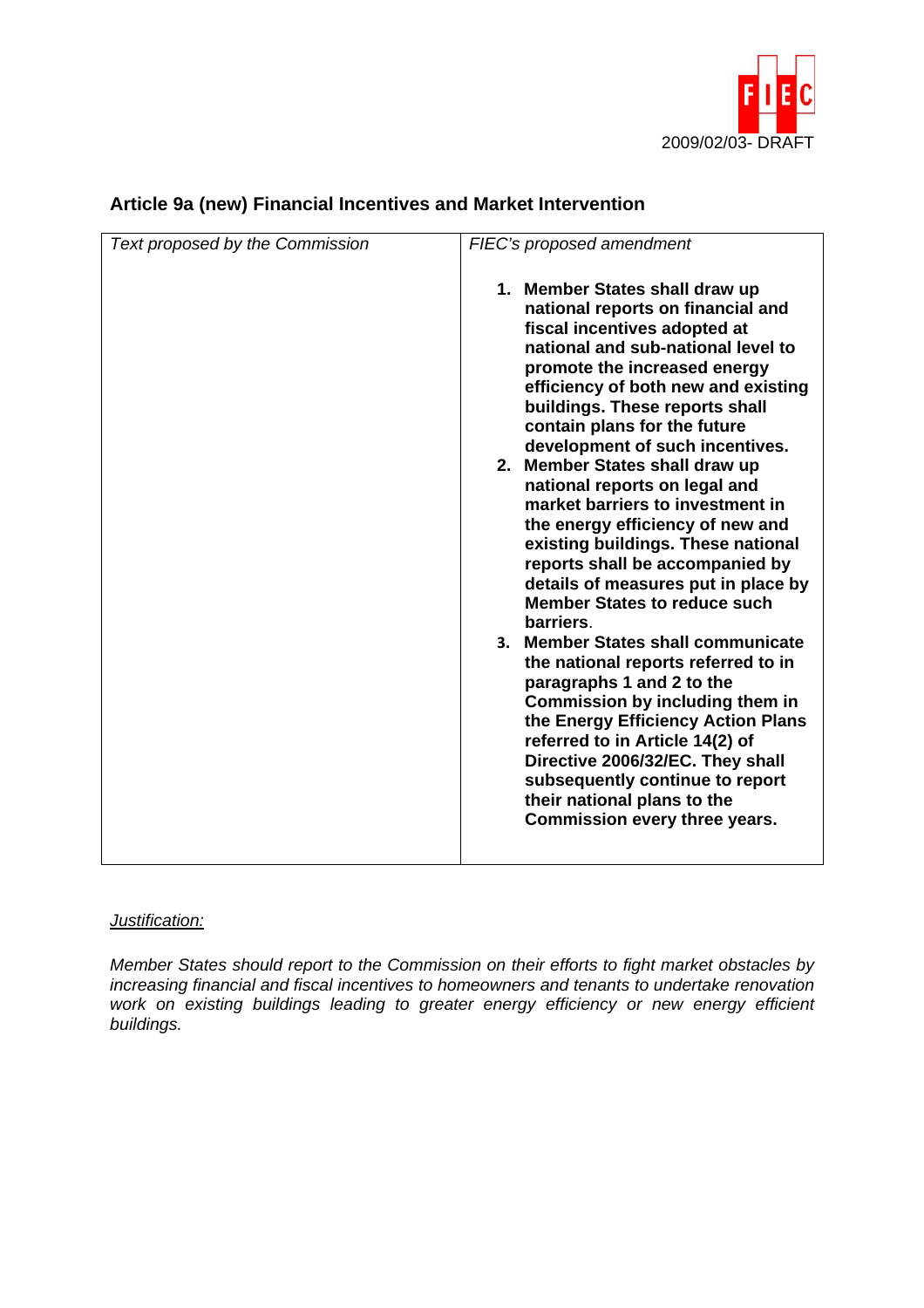## Article 9a (new) Financial Incentives and Market Intervention

| *Text proposed by the Commission* | *FIEC's proposed amendment* |
| --- | --- |
| | 1. **Member States shall draw up national reports on financial and fiscal incentives adopted at national and sub-national level to promote the increased energy efficiency of both new and existing buildings. These reports shall contain plans for the future development of such incentives.** <br> 2. **Member States shall draw up national reports on legal and market barriers to investment in the energy efficiency of new and existing buildings. These national reports shall be accompanied by details of measures put in place by Member States to reduce such barriers.** <br> 3. **Member States shall communicate the national reports referred to in paragraphs 1 and 2 to the Commission by including them in the Energy Efficiency Action Plans referred to in Article 14(2) of Directive 2006/32/EC. They shall subsequently continue to report their national plans to the Commission every three years.** |

*Justification:*

*Member States should report to the Commission on their efforts to fight market obstacles by increasing financial and fiscal incentives to homeowners and tenants to undertake renovation work on existing buildings leading to greater energy efficiency or new energy efficient buildings.*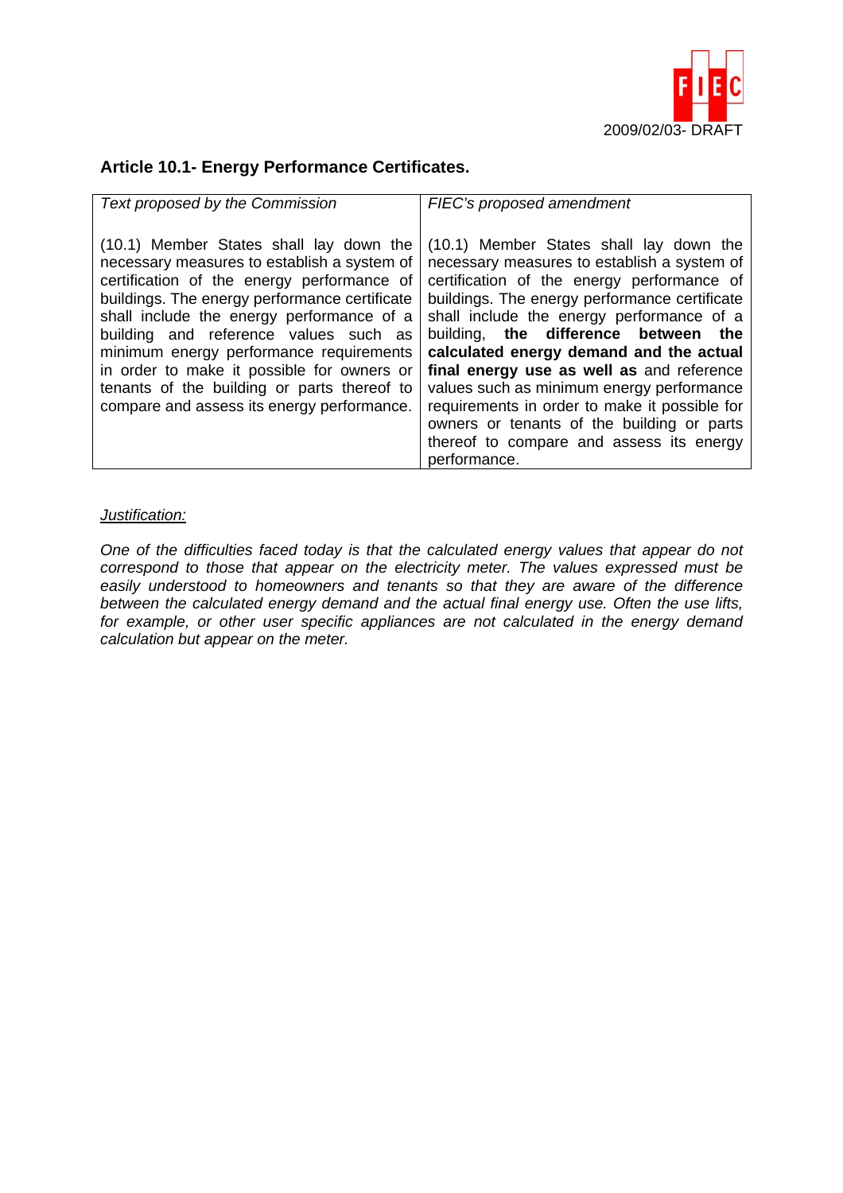## Article 10.1- Energy Performance Certificates.

| *Text proposed by the Commission* | *FIEC's proposed amendment* |
|---|---|
| (10.1) Member States shall lay down the necessary measures to establish a system of certification of the energy performance of buildings. The energy performance certificate shall include the energy performance of a building and reference values such as minimum energy performance requirements in order to make it possible for owners or tenants of the building or parts thereof to compare and assess its energy performance. | (10.1) Member States shall lay down the necessary measures to establish a system of certification of the energy performance of buildings. The energy performance certificate shall include the energy performance of a building, **the difference between the calculated energy demand and the actual final energy use as well as** and reference values such as minimum energy performance requirements in order to make it possible for owners or tenants of the building or parts thereof to compare and assess its energy performance. |

<u>*Justification:*</u>

*One of the difficulties faced today is that the calculated energy values that appear do not correspond to those that appear on the electricity meter. The values expressed must be easily understood to homeowners and tenants so that they are aware of the difference between the calculated energy demand and the actual final energy use. Often the use lifts, for example, or other user specific appliances are not calculated in the energy demand calculation but appear on the meter.*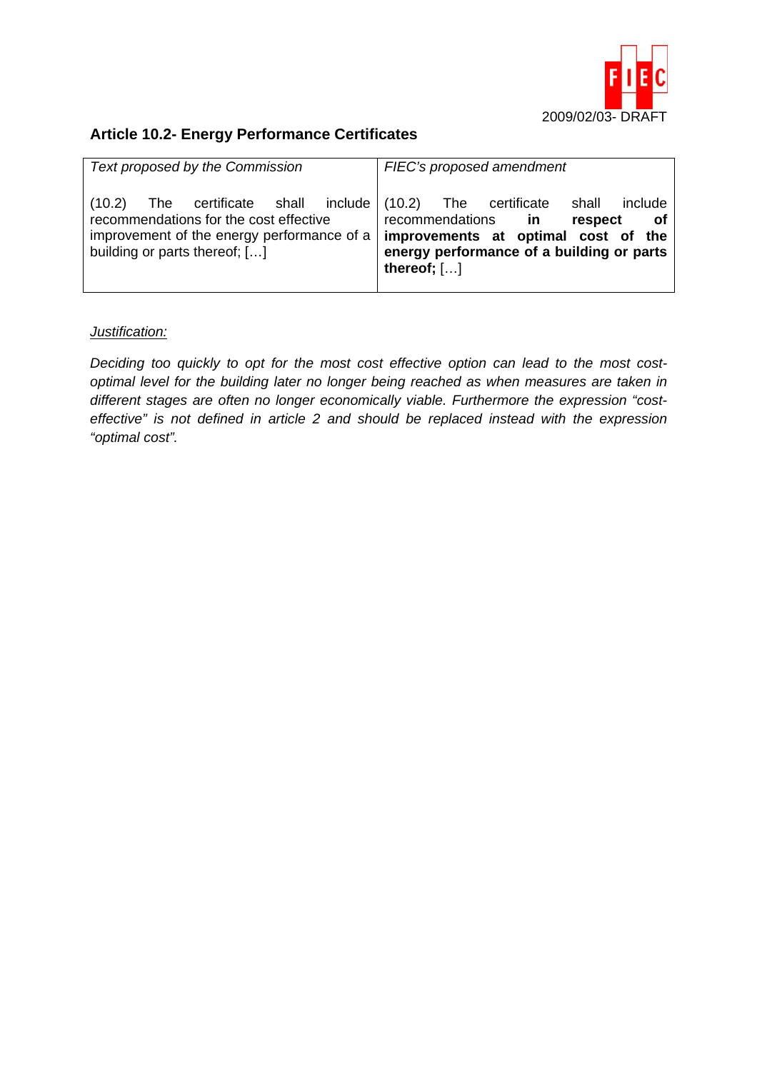2009/02/03- DRAFT

## Article 10.2- Energy Performance Certificates

| *Text proposed by the Commission* | *FIEC's proposed amendment* |
| --- | --- |
| (10.2) The certificate shall include recommendations for the cost effective improvement of the energy performance of a building or parts thereof; […] | (10.2) The certificate shall include recommendations **in respect of improvements at optimal cost of the energy performance of a building or parts thereof;** […] |

*Justification:*

*Deciding too quickly to opt for the most cost effective option can lead to the most cost-optimal level for the building later no longer being reached as when measures are taken in different stages are often no longer economically viable. Furthermore the expression "cost-effective" is not defined in article 2 and should be replaced instead with the expression "optimal cost".*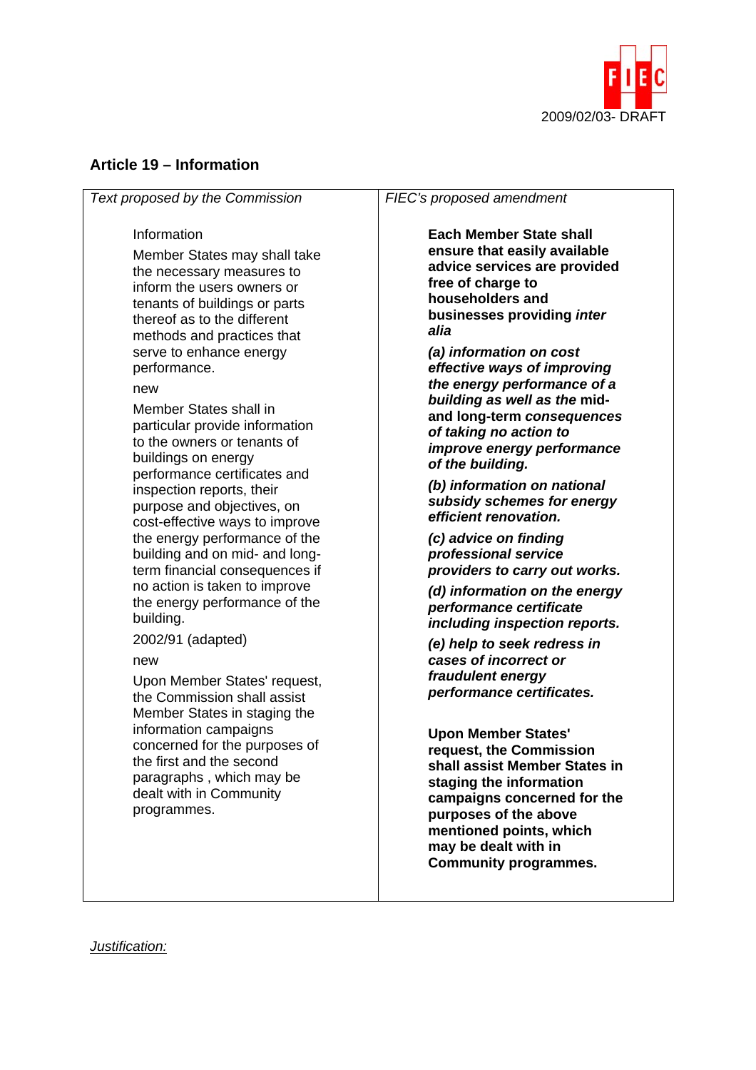## Article 19 – Information

| *Text proposed by the Commission* | *FIEC's proposed amendment* |
|---|---|
| Information<br><br>Member States may shall take the necessary measures to inform the users owners or tenants of buildings or parts thereof as to the different methods and practices that serve to enhance energy performance.<br><br>new<br><br>Member States shall in particular provide information to the owners or tenants of buildings on energy performance certificates and inspection reports, their purpose and objectives, on cost-effective ways to improve the energy performance of the building and on mid- and long-term financial consequences if no action is taken to improve the energy performance of the building.<br><br>2002/91 (adapted)<br><br>new<br><br>Upon Member States' request, the Commission shall assist Member States in staging the information campaigns concerned for the purposes of the first and the second paragraphs , which may be dealt with in Community programmes. | **Each Member State shall ensure that easily available advice services are provided free of charge to householders and businesses providing *inter alia***<br><br>***(a) information on cost effective ways of improving the energy performance of a building as well as the* mid- and long-term *consequences of taking no action to improve energy performance of the building.***<br><br>***(b) information on national subsidy schemes for energy efficient renovation.***<br><br>***(c) advice on finding professional service providers to carry out works.***<br><br>***(d) information on the energy performance certificate including inspection reports.***<br><br>***(e) help to seek redress in cases of incorrect or fraudulent energy performance certificates.***<br><br>**Upon Member States' request, the Commission shall assist Member States in staging the information campaigns concerned for the purposes of the above mentioned points, which may be dealt with in Community programmes.** |

*Justification:*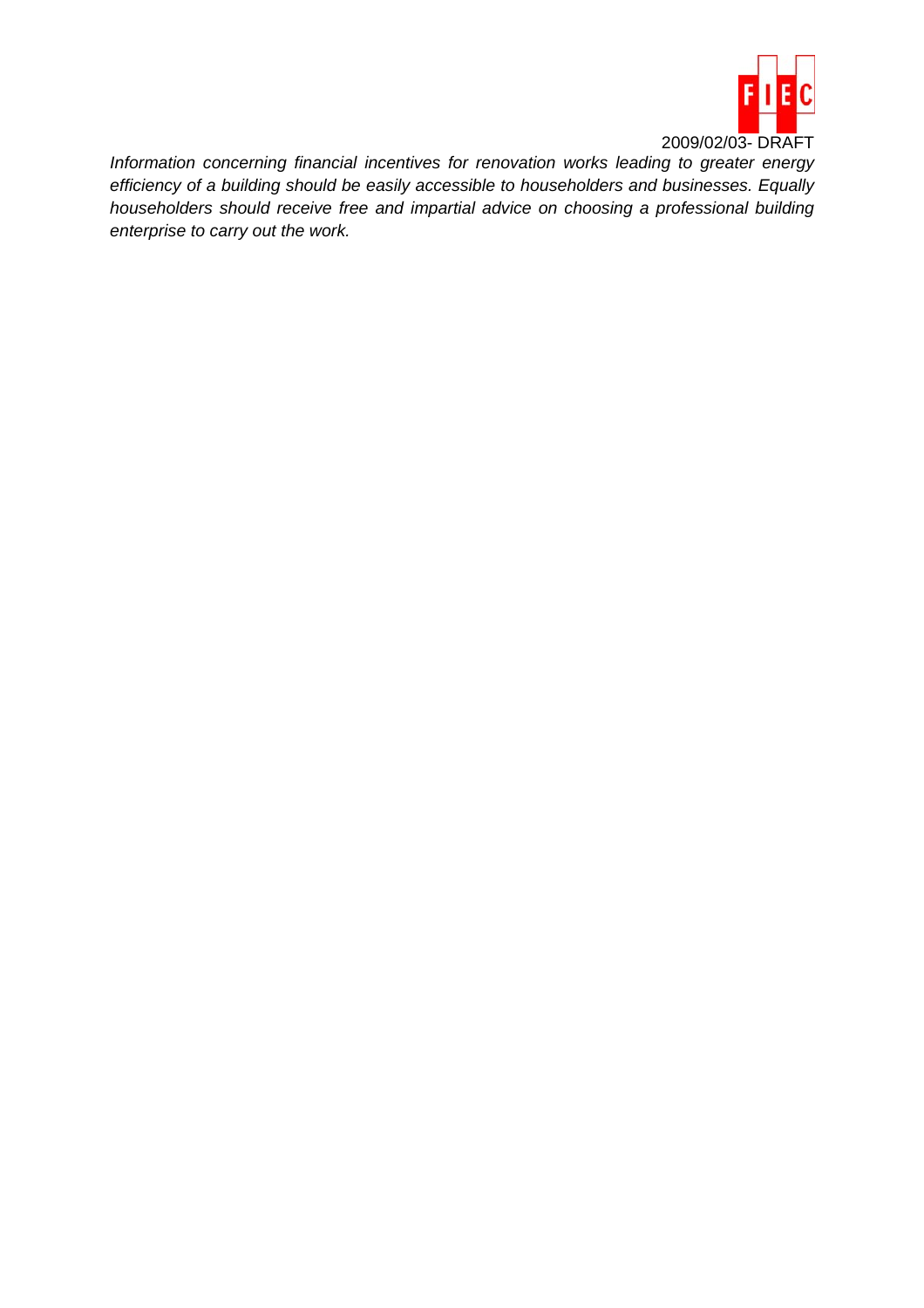*Information concerning financial incentives for renovation works leading to greater energy efficiency of a building should be easily accessible to householders and businesses. Equally householders should receive free and impartial advice on choosing a professional building enterprise to carry out the work.*